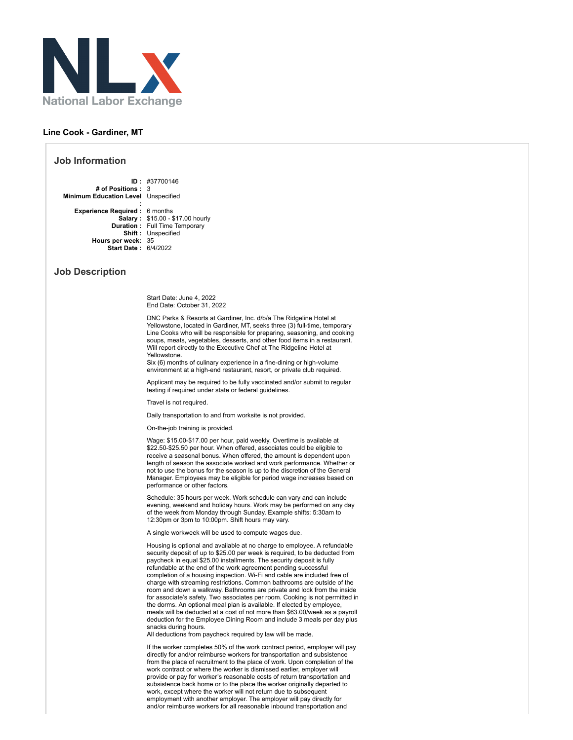National Labor Exchange

# Line Cook - Gardiner, MT

## Job Information

**ID :** #37700146
**# of Positions :** 3
**Minimum Education Level :** Unspecified
**Experience Required :** 6 months
**Salary :** $15.00 - $17.00 hourly
**Duration :** Full Time Temporary
**Shift :** Unspecified
**Hours per week:** 35
**Start Date :** 6/4/2022

## Job Description

Start Date: June 4, 2022
End Date: October 31, 2022

DNC Parks & Resorts at Gardiner, Inc. d/b/a The Ridgeline Hotel at Yellowstone, located in Gardiner, MT, seeks three (3) full-time, temporary Line Cooks who will be responsible for preparing, seasoning, and cooking soups, meats, vegetables, desserts, and other food items in a restaurant. Will report directly to the Executive Chef at The Ridgeline Hotel at Yellowstone.
Six (6) months of culinary experience in a fine-dining or high-volume environment at a high-end restaurant, resort, or private club required.

Applicant may be required to be fully vaccinated and/or submit to regular testing if required under state or federal guidelines.

Travel is not required.

Daily transportation to and from worksite is not provided.

On-the-job training is provided.

Wage: $15.00-$17.00 per hour, paid weekly. Overtime is available at $22.50-$25.50 per hour. When offered, associates could be eligible to receive a seasonal bonus. When offered, the amount is dependent upon length of season the associate worked and work performance. Whether or not to use the bonus for the season is up to the discretion of the General Manager. Employees may be eligible for period wage increases based on performance or other factors.

Schedule: 35 hours per week. Work schedule can vary and can include evening, weekend and holiday hours. Work may be performed on any day of the week from Monday through Sunday. Example shifts: 5:30am to 12:30pm or 3pm to 10:00pm. Shift hours may vary.

A single workweek will be used to compute wages due.

Housing is optional and available at no charge to employee. A refundable security deposit of up to $25.00 per week is required, to be deducted from paycheck in equal $25.00 installments. The security deposit is fully refundable at the end of the work agreement pending successful completion of a housing inspection. Wi-Fi and cable are included free of charge with streaming restrictions. Common bathrooms are outside of the room and down a walkway. Bathrooms are private and lock from the inside for associate's safety. Two associates per room. Cooking is not permitted in the dorms. An optional meal plan is available. If elected by employee, meals will be deducted at a cost of not more than $63.00/week as a payroll deduction for the Employee Dining Room and include 3 meals per day plus snacks during hours.
All deductions from paycheck required by law will be made.

If the worker completes 50% of the work contract period, employer will pay directly for and/or reimburse workers for transportation and subsistence from the place of recruitment to the place of work. Upon completion of the work contract or where the worker is dismissed earlier, employer will provide or pay for worker's reasonable costs of return transportation and subsistence back home or to the place the worker originally departed to work, except where the worker will not return due to subsequent employment with another employer. The employer will pay directly for and/or reimburse workers for all reasonable inbound transportation and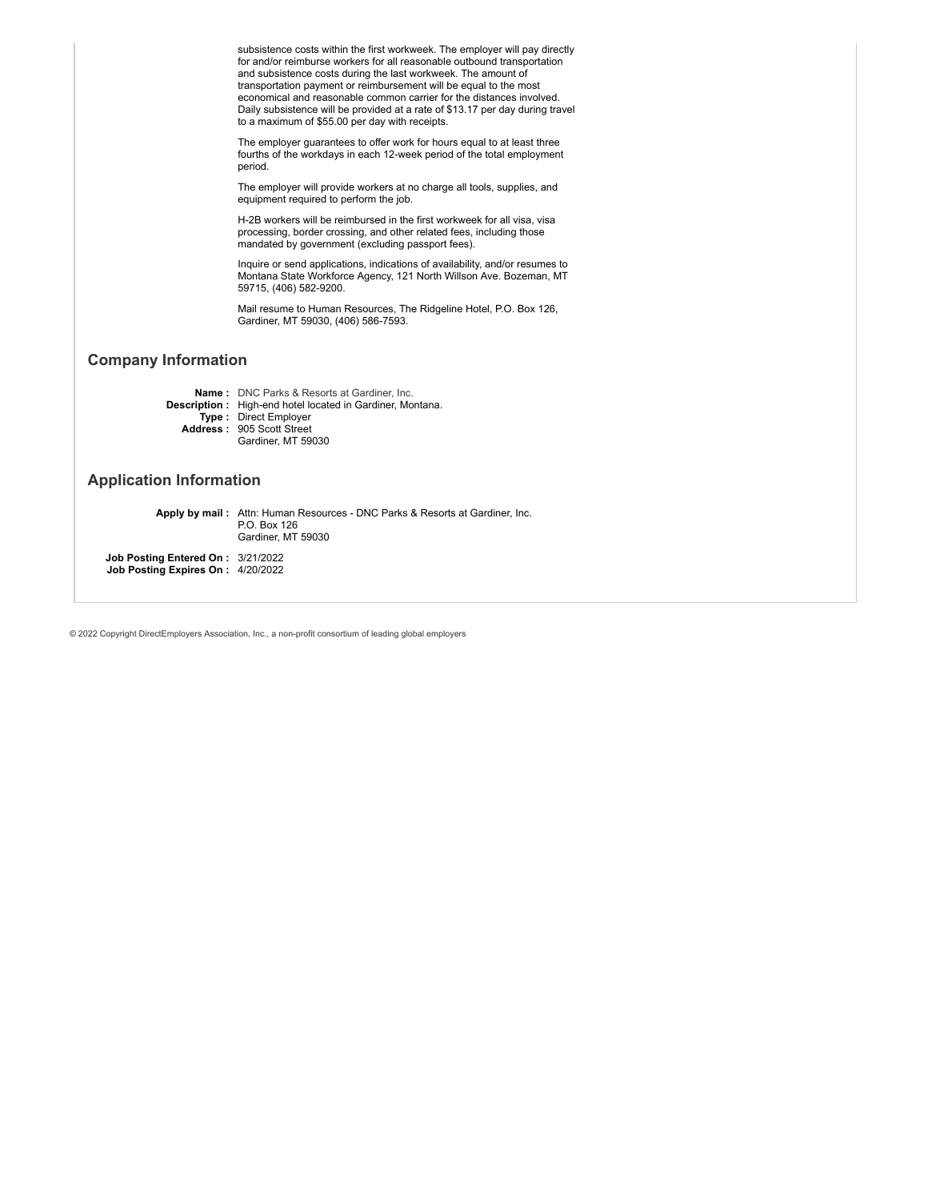subsistence costs within the first workweek. The employer will pay directly for and/or reimburse workers for all reasonable outbound transportation and subsistence costs during the last workweek. The amount of transportation payment or reimbursement will be equal to the most economical and reasonable common carrier for the distances involved. Daily subsistence will be provided at a rate of $13.17 per day during travel to a maximum of $55.00 per day with receipts.

The employer guarantees to offer work for hours equal to at least three fourths of the workdays in each 12-week period of the total employment period.

The employer will provide workers at no charge all tools, supplies, and equipment required to perform the job.

H-2B workers will be reimbursed in the first workweek for all visa, visa processing, border crossing, and other related fees, including those mandated by government (excluding passport fees).

Inquire or send applications, indications of availability, and/or resumes to Montana State Workforce Agency, 121 North Willson Ave. Bozeman, MT 59715, (406) 582-9200.

Mail resume to Human Resources, The Ridgeline Hotel, P.O. Box 126, Gardiner, MT 59030, (406) 586-7593.

## Company Information

**Name :** DNC Parks & Resorts at Gardiner, Inc.
**Description :** High-end hotel located in Gardiner, Montana.
**Type :** Direct Employer
**Address :** 905 Scott Street
Gardiner, MT 59030

## Application Information

**Apply by mail :** Attn: Human Resources - DNC Parks & Resorts at Gardiner, Inc.
P.O. Box 126
Gardiner, MT 59030

**Job Posting Entered On :** 3/21/2022
**Job Posting Expires On :** 4/20/2022

© 2022 Copyright DirectEmployers Association, Inc., a non-profit consortium of leading global employers